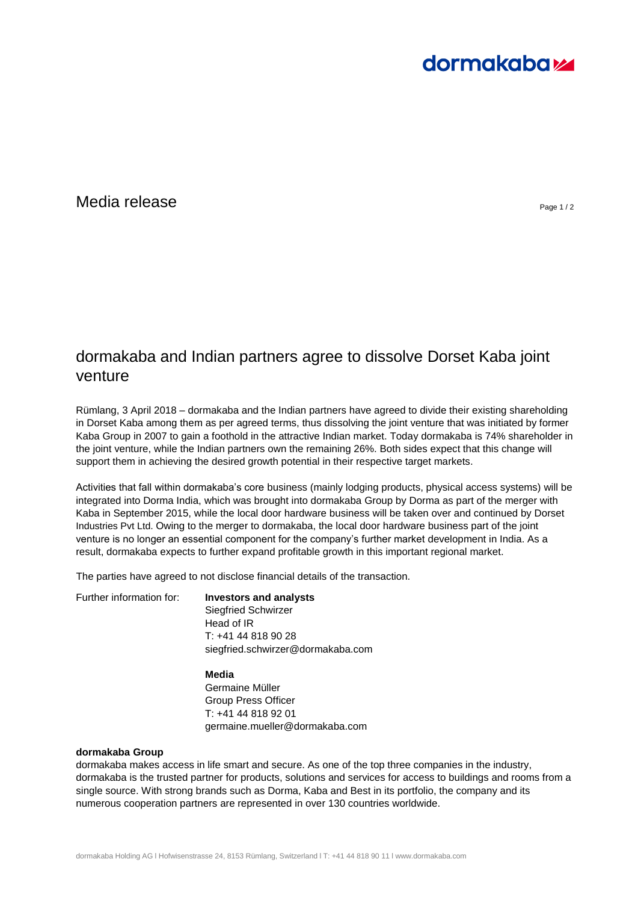Media release

# dormakaba and Indian partners agree to dissolve Dorset Kaba joint venture

Rümlang, 3 April 2018 – dormakaba and the Indian partners have agreed to divide their existing shareholding in Dorset Kaba among them as per agreed terms, thus dissolving the joint venture that was initiated by former Kaba Group in 2007 to gain a foothold in the attractive Indian market. Today dormakaba is 74% shareholder in the joint venture, while the Indian partners own the remaining 26%. Both sides expect that this change will support them in achieving the desired growth potential in their respective target markets.

Activities that fall within dormakaba's core business (mainly lodging products, physical access systems) will be integrated into Dorma India, which was brought into dormakaba Group by Dorma as part of the merger with Kaba in September 2015, while the local door hardware business will be taken over and continued by Dorset Industries Pvt Ltd. Owing to the merger to dormakaba, the local door hardware business part of the joint venture is no longer an essential component for the company's further market development in India. As a result, dormakaba expects to further expand profitable growth in this important regional market.

The parties have agreed to not disclose financial details of the transaction.

Further information for:

**Investors and analysts**
Siegfried Schwirzer
Head of IR
T: +41 44 818 90 28
siegfried.schwirzer@dormakaba.com

**Media**
Germaine Müller
Group Press Officer
T: +41 44 818 92 01
germaine.mueller@dormakaba.com

**dormakaba Group**
dormakaba makes access in life smart and secure. As one of the top three companies in the industry, dormakaba is the trusted partner for products, solutions and services for access to buildings and rooms from a single source. With strong brands such as Dorma, Kaba and Best in its portfolio, the company and its numerous cooperation partners are represented in over 130 countries worldwide.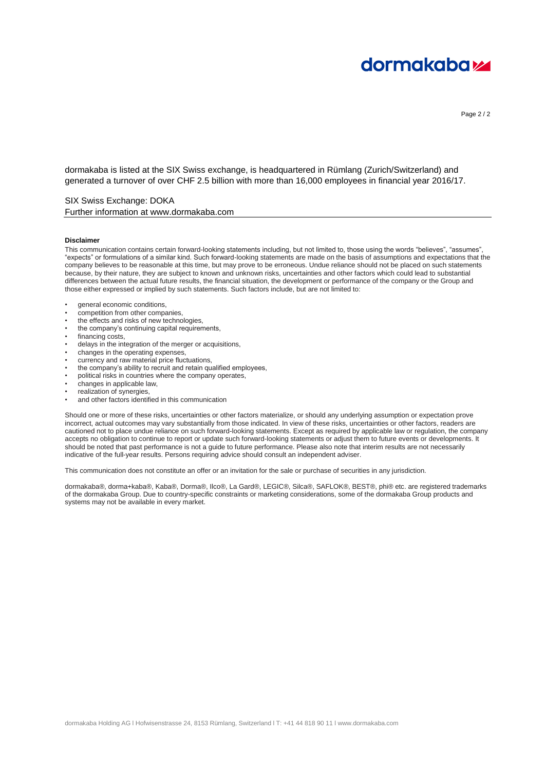dormakaba is listed at the SIX Swiss exchange, is headquartered in Rümlang (Zurich/Switzerland) and generated a turnover of over CHF 2.5 billion with more than 16,000 employees in financial year 2016/17.

SIX Swiss Exchange: DOKA
Further information at www.dormakaba.com

**Disclaimer**

This communication contains certain forward-looking statements including, but not limited to, those using the words "believes", "assumes", "expects" or formulations of a similar kind. Such forward-looking statements are made on the basis of assumptions and expectations that the company believes to be reasonable at this time, but may prove to be erroneous. Undue reliance should not be placed on such statements because, by their nature, they are subject to known and unknown risks, uncertainties and other factors which could lead to substantial differences between the actual future results, the financial situation, the development or performance of the company or the Group and those either expressed or implied by such statements. Such factors include, but are not limited to:

- general economic conditions,
- competition from other companies,
- the effects and risks of new technologies,
- the company's continuing capital requirements,
- financing costs,
- delays in the integration of the merger or acquisitions,
- changes in the operating expenses,
- currency and raw material price fluctuations,
- the company's ability to recruit and retain qualified employees,
- political risks in countries where the company operates,
- changes in applicable law,
- realization of synergies,
- and other factors identified in this communication

Should one or more of these risks, uncertainties or other factors materialize, or should any underlying assumption or expectation prove incorrect, actual outcomes may vary substantially from those indicated. In view of these risks, uncertainties or other factors, readers are cautioned not to place undue reliance on such forward-looking statements. Except as required by applicable law or regulation, the company accepts no obligation to continue to report or update such forward-looking statements or adjust them to future events or developments. It should be noted that past performance is not a guide to future performance. Please also note that interim results are not necessarily indicative of the full-year results. Persons requiring advice should consult an independent adviser.

This communication does not constitute an offer or an invitation for the sale or purchase of securities in any jurisdiction.

dormakaba®, dorma+kaba®, Kaba®, Dorma®, Ilco®, La Gard®, LEGIC®, Silca®, SAFLOK®, BEST®, phi® etc. are registered trademarks of the dormakaba Group. Due to country-specific constraints or marketing considerations, some of the dormakaba Group products and systems may not be available in every market.

dormakaba Holding AG I Hofwisenstrasse 24, 8153 Rümlang, Switzerland I T: +41 44 818 90 11 I www.dormakaba.com